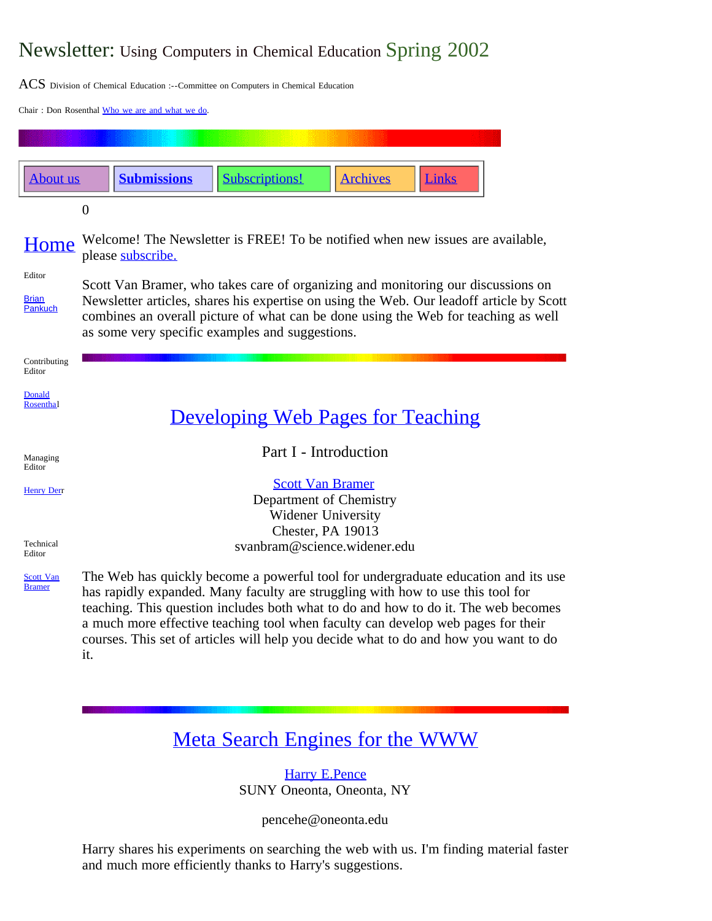# Newsletter: Using Computers in Chemical Education Spring 2002

ACS Division of Chemical Education :--Committee on Computers in Chemical Education

Chair : Don Rosenthal Who we are and what we do.

| About us | Submissions | Subscriptions! | Archives | Links |
|---|---|---|---|---|

0

## Home

Editor

Brian Pankuch

Contributing Editor

Donald Rosenthal

Managing Editor

Henry Derr

Technical Editor

Scott Van Bramer

Welcome! The Newsletter is FREE! To be notified when new issues are available, please subscribe.

Scott Van Bramer, who takes care of organizing and monitoring our discussions on Newsletter articles, shares his expertise on using the Web. Our leadoff article by Scott combines an overall picture of what can be done using the Web for teaching as well as some very specific examples and suggestions.

## Developing Web Pages for Teaching

Part I - Introduction

Scott Van Bramer
Department of Chemistry
Widener University
Chester, PA 19013
svanbram@science.widener.edu

The Web has quickly become a powerful tool for undergraduate education and its use has rapidly expanded. Many faculty are struggling with how to use this tool for teaching. This question includes both what to do and how to do it. The web becomes a much more effective teaching tool when faculty can develop web pages for their courses. This set of articles will help you decide what to do and how you want to do it.

## Meta Search Engines for the WWW

Harry E.Pence
SUNY Oneonta, Oneonta, NY

pencehe@oneonta.edu

Harry shares his experiments on searching the web with us. I'm finding material faster and much more efficiently thanks to Harry's suggestions.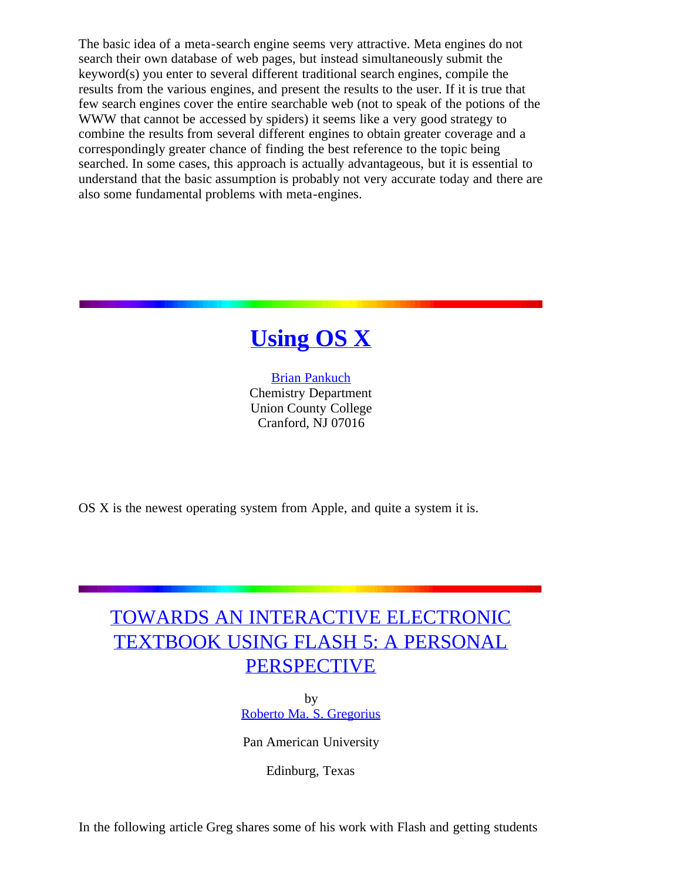The basic idea of a meta-search engine seems very attractive. Meta engines do not search their own database of web pages, but instead simultaneously submit the keyword(s) you enter to several different traditional search engines, compile the results from the various engines, and present the results to the user. If it is true that few search engines cover the entire searchable web (not to speak of the potions of the WWW that cannot be accessed by spiders) it seems like a very good strategy to combine the results from several different engines to obtain greater coverage and a correspondingly greater chance of finding the best reference to the topic being searched. In some cases, this approach is actually advantageous, but it is essential to understand that the basic assumption is probably not very accurate today and there are also some fundamental problems with meta-engines.

---

# Using OS X

Brian Pankuch
Chemistry Department
Union County College
Cranford, NJ 07016

OS X is the newest operating system from Apple, and quite a system it is.

---

## TOWARDS AN INTERACTIVE ELECTRONIC TEXTBOOK USING FLASH 5: A PERSONAL PERSPECTIVE

by
Roberto Ma. S. Gregorius

Pan American University

Edinburg, Texas

In the following article Greg shares some of his work with Flash and getting students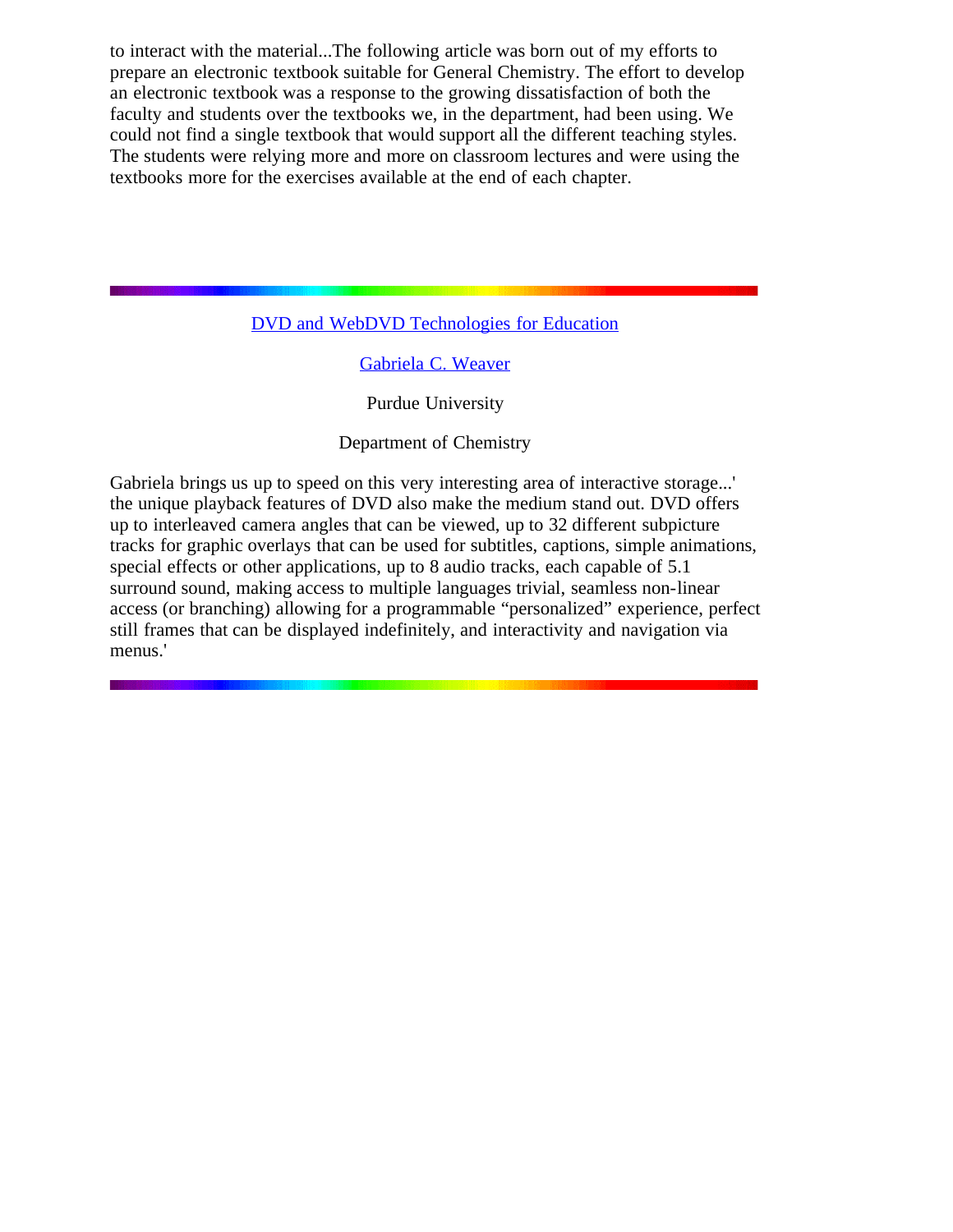to interact with the material...The following article was born out of my efforts to prepare an electronic textbook suitable for General Chemistry. The effort to develop an electronic textbook was a response to the growing dissatisfaction of both the faculty and students over the textbooks we, in the department, had been using. We could not find a single textbook that would support all the different teaching styles. The students were relying more and more on classroom lectures and were using the textbooks more for the exercises available at the end of each chapter.

---

DVD and WebDVD Technologies for Education

Gabriela C. Weaver

Purdue University

Department of Chemistry

Gabriela brings us up to speed on this very interesting area of interactive storage...' the unique playback features of DVD also make the medium stand out. DVD offers up to interleaved camera angles that can be viewed, up to 32 different subpicture tracks for graphic overlays that can be used for subtitles, captions, simple animations, special effects or other applications, up to 8 audio tracks, each capable of 5.1 surround sound, making access to multiple languages trivial, seamless non-linear access (or branching) allowing for a programmable “personalized” experience, perfect still frames that can be displayed indefinitely, and interactivity and navigation via menus.'

---